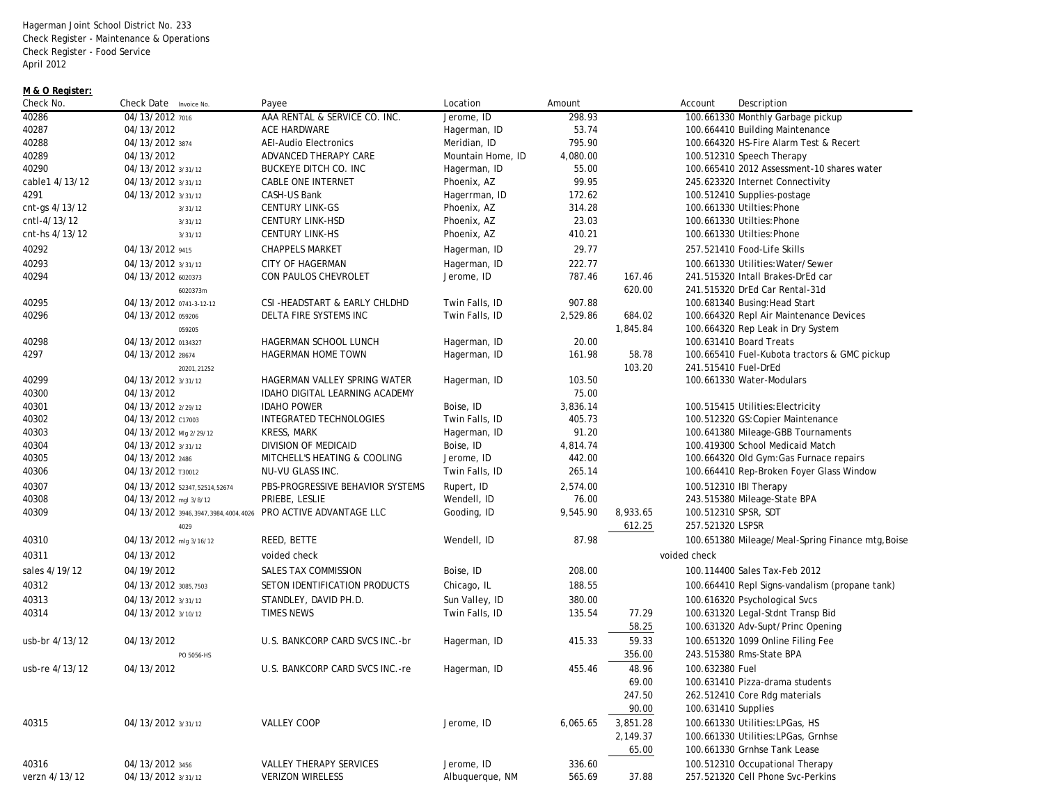Hagerman Joint School District No. 233
Check Register - Maintenance & Operations
Check Register - Food Service
April 2012

**M & O Register:**

| Check No. | Check Date | Invoice No. | Payee | Location | Amount | | Account | Description |
|---|---|---|---|---|---|---|---|---|
| 40286 | 04/13/2012 | 7016 | AAA RENTAL & SERVICE CO. INC. | Jerome, ID | 298.93 | | 100.661330 | Monthly Garbage pickup |
| 40287 | 04/13/2012 | | ACE HARDWARE | Hagerman, ID | 53.74 | | 100.664410 | Building Maintenance |
| 40288 | 04/13/2012 | 3874 | AEI-Audio Electronics | Meridian, ID | 795.90 | | 100.664320 | HS-Fire Alarm Test & Recert |
| 40289 | 04/13/2012 | | ADVANCED THERAPY CARE | Mountain Home, ID | 4,080.00 | | 100.512310 | Speech Therapy |
| 40290 | 04/13/2012 | 3/31/12 | BUCKEYE DITCH CO. INC | Hagerman, ID | 55.00 | | 100.665410 | 2012 Assessment-10 shares water |
| cable1 4/13/12 | 04/13/2012 | 3/31/12 | CABLE ONE INTERNET | Phoenix, AZ | 99.95 | | 245.623320 | Internet Connectivity |
| 4291 | 04/13/2012 | 3/31/12 | CASH-US Bank | Hagerrman, ID | 172.62 | | 100.512410 | Supplies-postage |
| cnt-gs 4/13/12 | | 3/31/12 | CENTURY LINK-GS | Phoenix, AZ | 314.28 | | 100.661330 | Utilties:Phone |
| cntl-4/13/12 | | 3/31/12 | CENTURY LINK-HSD | Phoenix, AZ | 23.03 | | 100.661330 | Utilties:Phone |
| cnt-hs 4/13/12 | | 3/31/12 | CENTURY LINK-HS | Phoenix, AZ | 410.21 | | 100.661330 | Utilties:Phone |
| 40292 | 04/13/2012 | 9415 | CHAPPELS MARKET | Hagerman, ID | 29.77 | | 257.521410 | Food-Life Skills |
| 40293 | 04/13/2012 | 3/31/12 | CITY OF HAGERMAN | Hagerman, ID | 222.77 | | 100.661330 | Utilities:Water/Sewer |
| 40294 | 04/13/2012 | 6020373 | CON PAULOS CHEVROLET | Jerome, ID | 787.46 | 167.46 | 241.515320 | Intall Brakes-DrEd car |
| | | 6020373m | | | | 620.00 | 241.515320 | DrEd Car Rental-31d |
| 40295 | 04/13/2012 | 0741-3-12-12 | CSI -HEADSTART & EARLY CHLDHD | Twin Falls, ID | 907.88 | | 100.681340 | Busing:Head Start |
| 40296 | 04/13/2012 | 059206 | DELTA FIRE SYSTEMS INC | Twin Falls, ID | 2,529.86 | 684.02 | 100.664320 | Repl Air Maintenance Devices |
| | | 059205 | | | | 1,845.84 | 100.664320 | Rep Leak in Dry System |
| 40298 | 04/13/2012 | 0134327 | HAGERMAN SCHOOL LUNCH | Hagerman, ID | 20.00 | | 100.631410 | Board Treats |
| 4297 | 04/13/2012 | 28674 | HAGERMAN HOME TOWN | Hagerman, ID | 161.98 | 58.78 | 100.665410 | Fuel-Kubota tractors & GMC pickup |
| | | 20201,21252 | | | | 103.20 | 241.515410 | Fuel-DrEd |
| 40299 | 04/13/2012 | 3/31/12 | HAGERMAN VALLEY SPRING WATER | Hagerman, ID | 103.50 | | 100.661330 | Water-Modulars |
| 40300 | 04/13/2012 | | IDAHO DIGITAL LEARNING ACADEMY | | 75.00 | | | |
| 40301 | 04/13/2012 | 2/29/12 | IDAHO POWER | Boise, ID | 3,836.14 | | 100.515415 | Utilities:Electricity |
| 40302 | 04/13/2012 | C17003 | INTEGRATED TECHNOLOGIES | Twin Falls, ID | 405.73 | | 100.512320 | GS:Copier Maintenance |
| 40303 | 04/13/2012 | Mlg 2/29/12 | KRESS, MARK | Hagerman, ID | 91.20 | | 100.641380 | Mileage-GBB Tournaments |
| 40304 | 04/13/2012 | 3/31/12 | DIVISION OF MEDICAID | Boise, ID | 4,814.74 | | 100.419300 | School Medicaid Match |
| 40305 | 04/13/2012 | 2486 | MITCHELL'S HEATING & COOLING | Jerome, ID | 442.00 | | 100.664320 | Old Gym:Gas Furnace repairs |
| 40306 | 04/13/2012 | T30012 | NU-VU GLASS INC. | Twin Falls, ID | 265.14 | | 100.664410 | Rep-Broken Foyer Glass Window |
| 40307 | 04/13/2012 | 52347,52514,52674 | PBS-PROGRESSIVE BEHAVIOR SYSTEMS | Rupert, ID | 2,574.00 | | 100.512310 | IBI Therapy |
| 40308 | 04/13/2012 | mgl 3/8/12 | PRIEBE, LESLIE | Wendell, ID | 76.00 | | 243.515380 | Mileage-State BPA |
| 40309 | 04/13/2012 | 3946,3947,3984,4004,4026 | PRO ACTIVE ADVANTAGE LLC | Gooding, ID | 9,545.90 | 8,933.65 | 100.512310 | SPSR, SDT |
| | | 4029 | | | | 612.25 | 257.521320 | LSPSR |
| 40310 | 04/13/2012 | mlg 3/16/12 | REED, BETTE | Wendell, ID | 87.98 | | 100.651380 | Mileage/Meal-Spring Finance mtg,Boise |
| 40311 | 04/13/2012 | | voided check | | | | voided check | |
| sales 4/19/12 | 04/19/2012 | | SALES TAX COMMISSION | Boise, ID | 208.00 | | 100.114400 | Sales Tax-Feb 2012 |
| 40312 | 04/13/2012 | 3085,7503 | SETON IDENTIFICATION PRODUCTS | Chicago, IL | 188.55 | | 100.664410 | Repl Signs-vandalism (propane tank) |
| 40313 | 04/13/2012 | 3/31/12 | STANDLEY, DAVID PH.D. | Sun Valley, ID | 380.00 | | 100.616320 | Psychological Svcs |
| 40314 | 04/13/2012 | 3/10/12 | TIMES NEWS | Twin Falls, ID | 135.54 | 77.29 | 100.631320 | Legal-Stdnt Transp Bid |
| | | | | | | 58.25 | 100.631320 | Adv-Supt/Princ Opening |
| usb-br 4/13/12 | 04/13/2012 | | U.S. BANKCORP CARD SVCS INC.-br | Hagerman, ID | 415.33 | 59.33 | 100.651320 | 1099 Online Filing Fee |
| | | PO 5056-HS | | | | 356.00 | 243.515380 | Rms-State BPA |
| usb-re 4/13/12 | 04/13/2012 | | U.S. BANKCORP CARD SVCS INC.-re | Hagerman, ID | 455.46 | 48.96 | 100.632380 | Fuel |
| | | | | | | 69.00 | 100.631410 | Pizza-drama students |
| | | | | | | 247.50 | 262.512410 | Core Rdg materials |
| | | | | | | 90.00 | 100.631410 | Supplies |
| 40315 | 04/13/2012 | 3/31/12 | VALLEY COOP | Jerome, ID | 6,065.65 | 3,851.28 | 100.661330 | Utilities:LPGas, HS |
| | | | | | | 2,149.37 | 100.661330 | Utilities:LPGas, Grnhse |
| | | | | | | 65.00 | 100.661330 | Grnhse Tank Lease |
| 40316 | 04/13/2012 | 3456 | VALLEY THERAPY SERVICES | Jerome, ID | 336.60 | | 100.512310 | Occupational Therapy |
| verzn 4/13/12 | 04/13/2012 | 3/31/12 | VERIZON WIRELESS | Albuquerque, NM | 565.69 | 37.88 | 257.521320 | Cell Phone Svc-Perkins |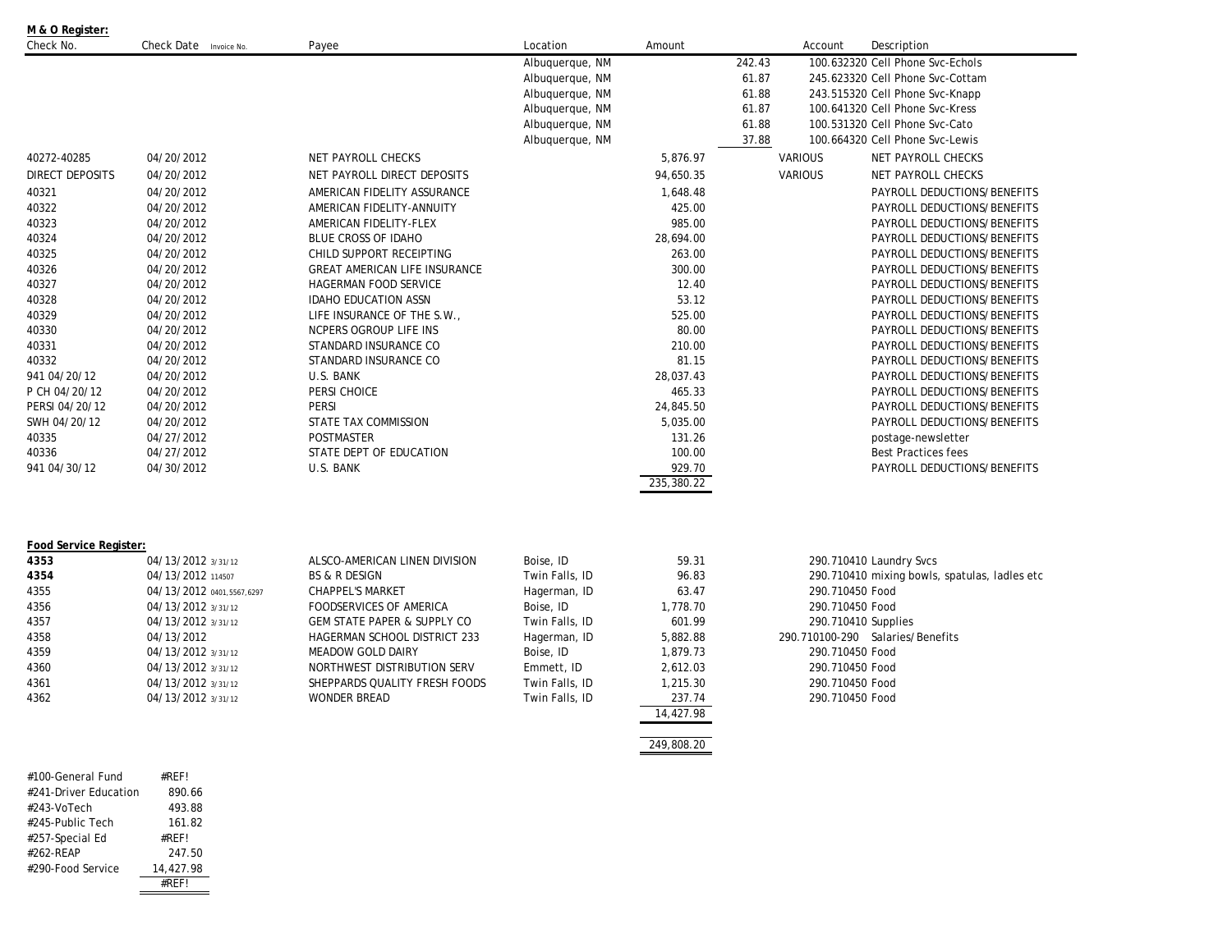**M & O Register:**

| Check No. | Check Date / Invoice No. | Payee | Location | Amount | | Account | Description |
|---|---|---|---|---|---|---|---|
| | | | Albuquerque, NM | | 242.43 | 100.632320 | Cell Phone Svc-Echols |
| | | | Albuquerque, NM | | 61.87 | 245.623320 | Cell Phone Svc-Cottam |
| | | | Albuquerque, NM | | 61.88 | 243.515320 | Cell Phone Svc-Knapp |
| | | | Albuquerque, NM | | 61.87 | 100.641320 | Cell Phone Svc-Kress |
| | | | Albuquerque, NM | | 61.88 | 100.531320 | Cell Phone Svc-Cato |
| | | | Albuquerque, NM | | 37.88 | 100.664320 | Cell Phone Svc-Lewis |
| 40272-40285 | 04/20/2012 | NET PAYROLL CHECKS | | 5,876.97 | | VARIOUS | NET PAYROLL CHECKS |
| DIRECT DEPOSITS | 04/20/2012 | NET PAYROLL DIRECT DEPOSITS | | 94,650.35 | | VARIOUS | NET PAYROLL CHECKS |
| 40321 | 04/20/2012 | AMERICAN FIDELITY ASSURANCE | | 1,648.48 | | | PAYROLL DEDUCTIONS/BENEFITS |
| 40322 | 04/20/2012 | AMERICAN FIDELITY-ANNUITY | | 425.00 | | | PAYROLL DEDUCTIONS/BENEFITS |
| 40323 | 04/20/2012 | AMERICAN FIDELITY-FLEX | | 985.00 | | | PAYROLL DEDUCTIONS/BENEFITS |
| 40324 | 04/20/2012 | BLUE CROSS OF IDAHO | | 28,694.00 | | | PAYROLL DEDUCTIONS/BENEFITS |
| 40325 | 04/20/2012 | CHILD SUPPORT RECEIPTING | | 263.00 | | | PAYROLL DEDUCTIONS/BENEFITS |
| 40326 | 04/20/2012 | GREAT AMERICAN LIFE INSURANCE | | 300.00 | | | PAYROLL DEDUCTIONS/BENEFITS |
| 40327 | 04/20/2012 | HAGERMAN FOOD SERVICE | | 12.40 | | | PAYROLL DEDUCTIONS/BENEFITS |
| 40328 | 04/20/2012 | IDAHO EDUCATION ASSN | | 53.12 | | | PAYROLL DEDUCTIONS/BENEFITS |
| 40329 | 04/20/2012 | LIFE INSURANCE OF THE S.W., | | 525.00 | | | PAYROLL DEDUCTIONS/BENEFITS |
| 40330 | 04/20/2012 | NCPERS OGROUP LIFE INS | | 80.00 | | | PAYROLL DEDUCTIONS/BENEFITS |
| 40331 | 04/20/2012 | STANDARD INSURANCE CO | | 210.00 | | | PAYROLL DEDUCTIONS/BENEFITS |
| 40332 | 04/20/2012 | STANDARD INSURANCE CO | | 81.15 | | | PAYROLL DEDUCTIONS/BENEFITS |
| 941 04/20/12 | 04/20/2012 | U.S. BANK | | 28,037.43 | | | PAYROLL DEDUCTIONS/BENEFITS |
| P CH 04/20/12 | 04/20/2012 | PERSI CHOICE | | 465.33 | | | PAYROLL DEDUCTIONS/BENEFITS |
| PERSI 04/20/12 | 04/20/2012 | PERSI | | 24,845.50 | | | PAYROLL DEDUCTIONS/BENEFITS |
| SWH 04/20/12 | 04/20/2012 | STATE TAX COMMISSION | | 5,035.00 | | | PAYROLL DEDUCTIONS/BENEFITS |
| 40335 | 04/27/2012 | POSTMASTER | | 131.26 | | | postage-newsletter |
| 40336 | 04/27/2012 | STATE DEPT OF EDUCATION | | 100.00 | | | Best Practices fees |
| 941 04/30/12 | 04/30/2012 | U.S. BANK | | 929.70 | | | PAYROLL DEDUCTIONS/BENEFITS |
| | | | | 235,380.22 | | | |

**Food Service Register:**

| Check No. | Check Date | Invoice No. | Payee | Location | Amount | Account | Description |
|---|---|---|---|---|---|---|---|
| **4353** | 04/13/2012 | 3/31/12 | ALSCO-AMERICAN LINEN DIVISION | Boise, ID | 59.31 | 290.710410 | Laundry Svcs |
| **4354** | 04/13/2012 | 114507 | BS & R DESIGN | Twin Falls, ID | 96.83 | 290.710410 | mixing bowls, spatulas, ladles etc |
| 4355 | 04/13/2012 | 0401,5567,6297 | CHAPPEL'S MARKET | Hagerman, ID | 63.47 | 290.710450 | Food |
| 4356 | 04/13/2012 | 3/31/12 | FOODSERVICES OF AMERICA | Boise, ID | 1,778.70 | 290.710450 | Food |
| 4357 | 04/13/2012 | 3/31/12 | GEM STATE PAPER & SUPPLY CO | Twin Falls, ID | 601.99 | 290.710410 | Supplies |
| 4358 | 04/13/2012 | | HAGERMAN SCHOOL DISTRICT 233 | Hagerman, ID | 5,882.88 | 290.710100-290 | Salaries/Benefits |
| 4359 | 04/13/2012 | 3/31/12 | MEADOW GOLD DAIRY | Boise, ID | 1,879.73 | 290.710450 | Food |
| 4360 | 04/13/2012 | 3/31/12 | NORTHWEST DISTRIBUTION SERV | Emmett, ID | 2,612.03 | 290.710450 | Food |
| 4361 | 04/13/2012 | 3/31/12 | SHEPPARDS QUALITY FRESH FOODS | Twin Falls, ID | 1,215.30 | 290.710450 | Food |
| 4362 | 04/13/2012 | 3/31/12 | WONDER BREAD | Twin Falls, ID | 237.74 | 290.710450 | Food |
| | | | | | 14,427.98 | | |
| | | | | | 249,808.20 | | |

| | |
|---|---|
| #100-General Fund | #REF! |
| #241-Driver Education | 890.66 |
| #243-VoTech | 493.88 |
| #245-Public Tech | 161.82 |
| #257-Special Ed | #REF! |
| #262-REAP | 247.50 |
| #290-Food Service | 14,427.98 |
| | #REF! |